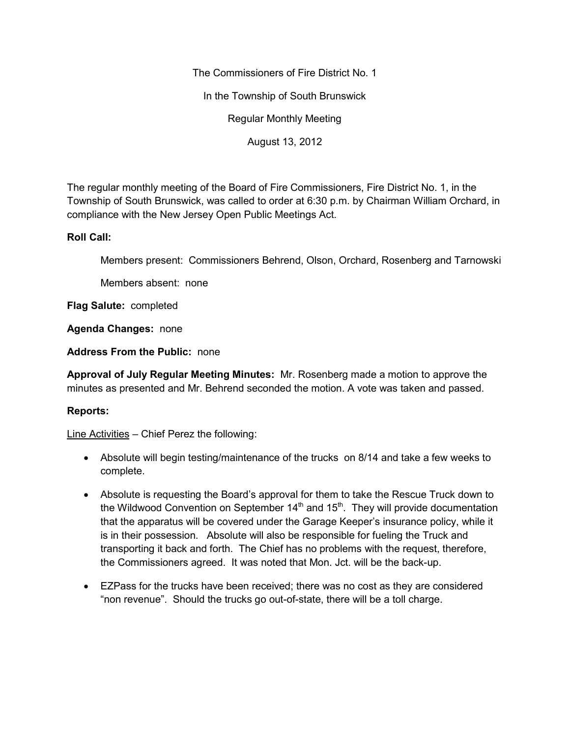The Commissioners of Fire District No. 1

In the Township of South Brunswick

Regular Monthly Meeting

August 13, 2012

The regular monthly meeting of the Board of Fire Commissioners, Fire District No. 1, in the Township of South Brunswick, was called to order at 6:30 p.m. by Chairman William Orchard, in compliance with the New Jersey Open Public Meetings Act.

**Roll Call:**

Members present: Commissioners Behrend, Olson, Orchard, Rosenberg and Tarnowski

Members absent: none

**Flag Salute:** completed

**Agenda Changes:** none

**Address From the Public:** none

**Approval of July Regular Meeting Minutes:** Mr. Rosenberg made a motion to approve the minutes as presented and Mr. Behrend seconded the motion. A vote was taken and passed.

**Reports:**

Line Activities – Chief Perez the following:

- Absolute will begin testing/maintenance of the trucks on 8/14 and take a few weeks to complete.
- Absolute is requesting the Board's approval for them to take the Rescue Truck down to the Wildwood Convention on September 14th and 15th. They will provide documentation that the apparatus will be covered under the Garage Keeper's insurance policy, while it is in their possession. Absolute will also be responsible for fueling the Truck and transporting it back and forth. The Chief has no problems with the request, therefore, the Commissioners agreed. It was noted that Mon. Jct. will be the back-up.
- EZPass for the trucks have been received; there was no cost as they are considered "non revenue". Should the trucks go out-of-state, there will be a toll charge.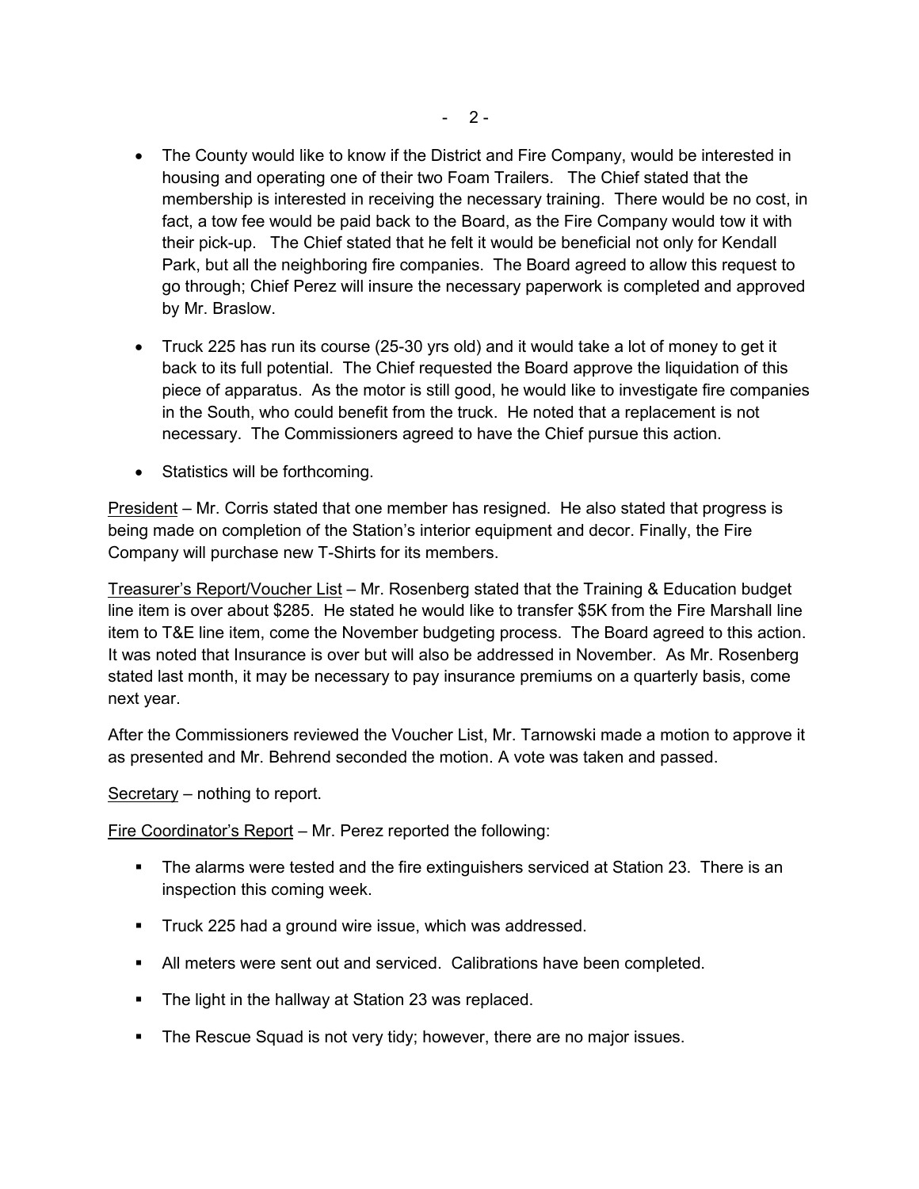- The County would like to know if the District and Fire Company, would be interested in housing and operating one of their two Foam Trailers. The Chief stated that the membership is interested in receiving the necessary training. There would be no cost, in fact, a tow fee would be paid back to the Board, as the Fire Company would tow it with their pick-up. The Chief stated that he felt it would be beneficial not only for Kendall Park, but all the neighboring fire companies. The Board agreed to allow this request to go through; Chief Perez will insure the necessary paperwork is completed and approved by Mr. Braslow.

- Truck 225 has run its course (25-30 yrs old) and it would take a lot of money to get it back to its full potential. The Chief requested the Board approve the liquidation of this piece of apparatus. As the motor is still good, he would like to investigate fire companies in the South, who could benefit from the truck. He noted that a replacement is not necessary. The Commissioners agreed to have the Chief pursue this action.

- Statistics will be forthcoming.

<u>President</u> – Mr. Corris stated that one member has resigned. He also stated that progress is being made on completion of the Station's interior equipment and decor. Finally, the Fire Company will purchase new T-Shirts for its members.

<u>Treasurer's Report/Voucher List</u> – Mr. Rosenberg stated that the Training & Education budget line item is over about $285. He stated he would like to transfer $5K from the Fire Marshall line item to T&E line item, come the November budgeting process. The Board agreed to this action. It was noted that Insurance is over but will also be addressed in November. As Mr. Rosenberg stated last month, it may be necessary to pay insurance premiums on a quarterly basis, come next year.

After the Commissioners reviewed the Voucher List, Mr. Tarnowski made a motion to approve it as presented and Mr. Behrend seconded the motion. A vote was taken and passed.

<u>Secretary</u> – nothing to report.

<u>Fire Coordinator's Report</u> – Mr. Perez reported the following:

- The alarms were tested and the fire extinguishers serviced at Station 23. There is an inspection this coming week.

- Truck 225 had a ground wire issue, which was addressed.

- All meters were sent out and serviced. Calibrations have been completed.

- The light in the hallway at Station 23 was replaced.

- The Rescue Squad is not very tidy; however, there are no major issues.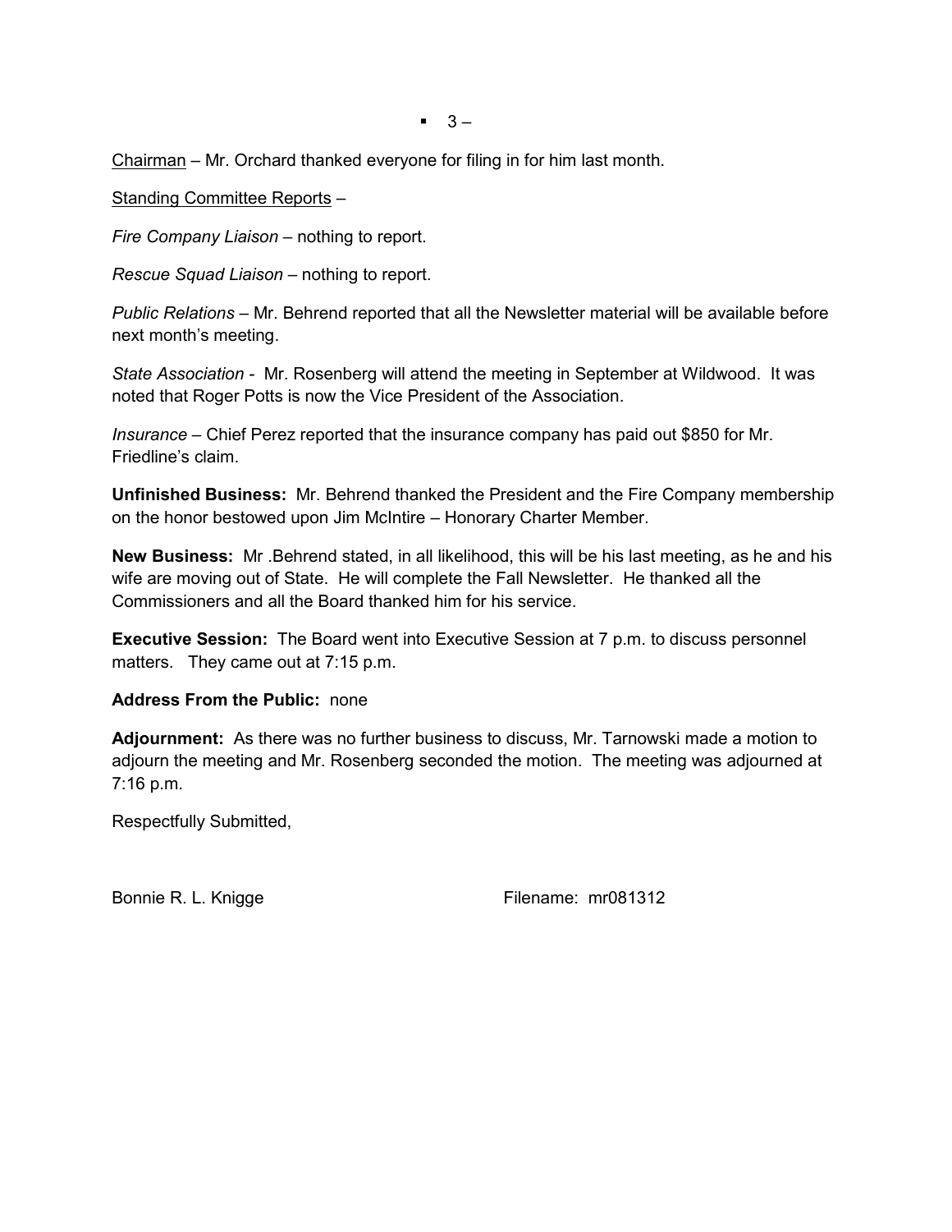<u>Chairman</u> – Mr. Orchard thanked everyone for filing in for him last month.

<u>Standing Committee Reports</u> –

*Fire Company Liaison* – nothing to report.

*Rescue Squad Liaison* – nothing to report.

*Public Relations* – Mr. Behrend reported that all the Newsletter material will be available before next month's meeting.

*State Association* - Mr. Rosenberg will attend the meeting in September at Wildwood. It was noted that Roger Potts is now the Vice President of the Association.

*Insurance* – Chief Perez reported that the insurance company has paid out $850 for Mr. Friedline's claim.

**Unfinished Business:** Mr. Behrend thanked the President and the Fire Company membership on the honor bestowed upon Jim McIntire – Honorary Charter Member.

**New Business:** Mr .Behrend stated, in all likelihood, this will be his last meeting, as he and his wife are moving out of State. He will complete the Fall Newsletter. He thanked all the Commissioners and all the Board thanked him for his service.

**Executive Session:** The Board went into Executive Session at 7 p.m. to discuss personnel matters. They came out at 7:15 p.m.

**Address From the Public:** none

**Adjournment:** As there was no further business to discuss, Mr. Tarnowski made a motion to adjourn the meeting and Mr. Rosenberg seconded the motion. The meeting was adjourned at 7:16 p.m.

Respectfully Submitted,

Bonnie R. L. Knigge

Filename: mr081312